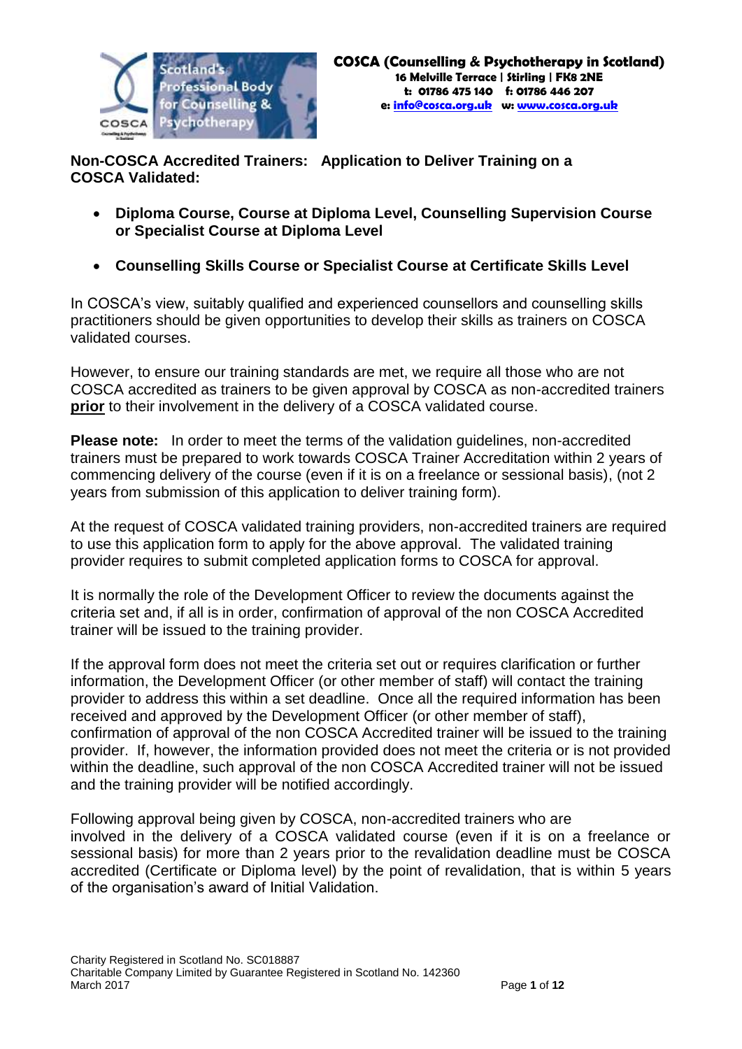**COSCA (Counselling & Psychotherapy in Scotland)**
**16 Melville Terrace | Stirling | FK8 2NE**
**t: 01786 475 140 f: 01786 446 207**
**e: info@cosca.org.uk w: www.cosca.org.uk**

## Non-COSCA Accredited Trainers: Application to Deliver Training on a COSCA Validated:

- **Diploma Course, Course at Diploma Level, Counselling Supervision Course or Specialist Course at Diploma Level**
- **Counselling Skills Course or Specialist Course at Certificate Skills Level**

In COSCA's view, suitably qualified and experienced counsellors and counselling skills practitioners should be given opportunities to develop their skills as trainers on COSCA validated courses.

However, to ensure our training standards are met, we require all those who are not COSCA accredited as trainers to be given approval by COSCA as non-accredited trainers **prior** to their involvement in the delivery of a COSCA validated course.

**Please note:** In order to meet the terms of the validation guidelines, non-accredited trainers must be prepared to work towards COSCA Trainer Accreditation within 2 years of commencing delivery of the course (even if it is on a freelance or sessional basis), (not 2 years from submission of this application to deliver training form).

At the request of COSCA validated training providers, non-accredited trainers are required to use this application form to apply for the above approval. The validated training provider requires to submit completed application forms to COSCA for approval.

It is normally the role of the Development Officer to review the documents against the criteria set and, if all is in order, confirmation of approval of the non COSCA Accredited trainer will be issued to the training provider.

If the approval form does not meet the criteria set out or requires clarification or further information, the Development Officer (or other member of staff) will contact the training provider to address this within a set deadline. Once all the required information has been received and approved by the Development Officer (or other member of staff), confirmation of approval of the non COSCA Accredited trainer will be issued to the training provider. If, however, the information provided does not meet the criteria or is not provided within the deadline, such approval of the non COSCA Accredited trainer will not be issued and the training provider will be notified accordingly.

Following approval being given by COSCA, non-accredited trainers who are involved in the delivery of a COSCA validated course (even if it is on a freelance or sessional basis) for more than 2 years prior to the revalidation deadline must be COSCA accredited (Certificate or Diploma level) by the point of revalidation, that is within 5 years of the organisation's award of Initial Validation.

Charity Registered in Scotland No. SC018887
Charitable Company Limited by Guarantee Registered in Scotland No. 142360
March 2017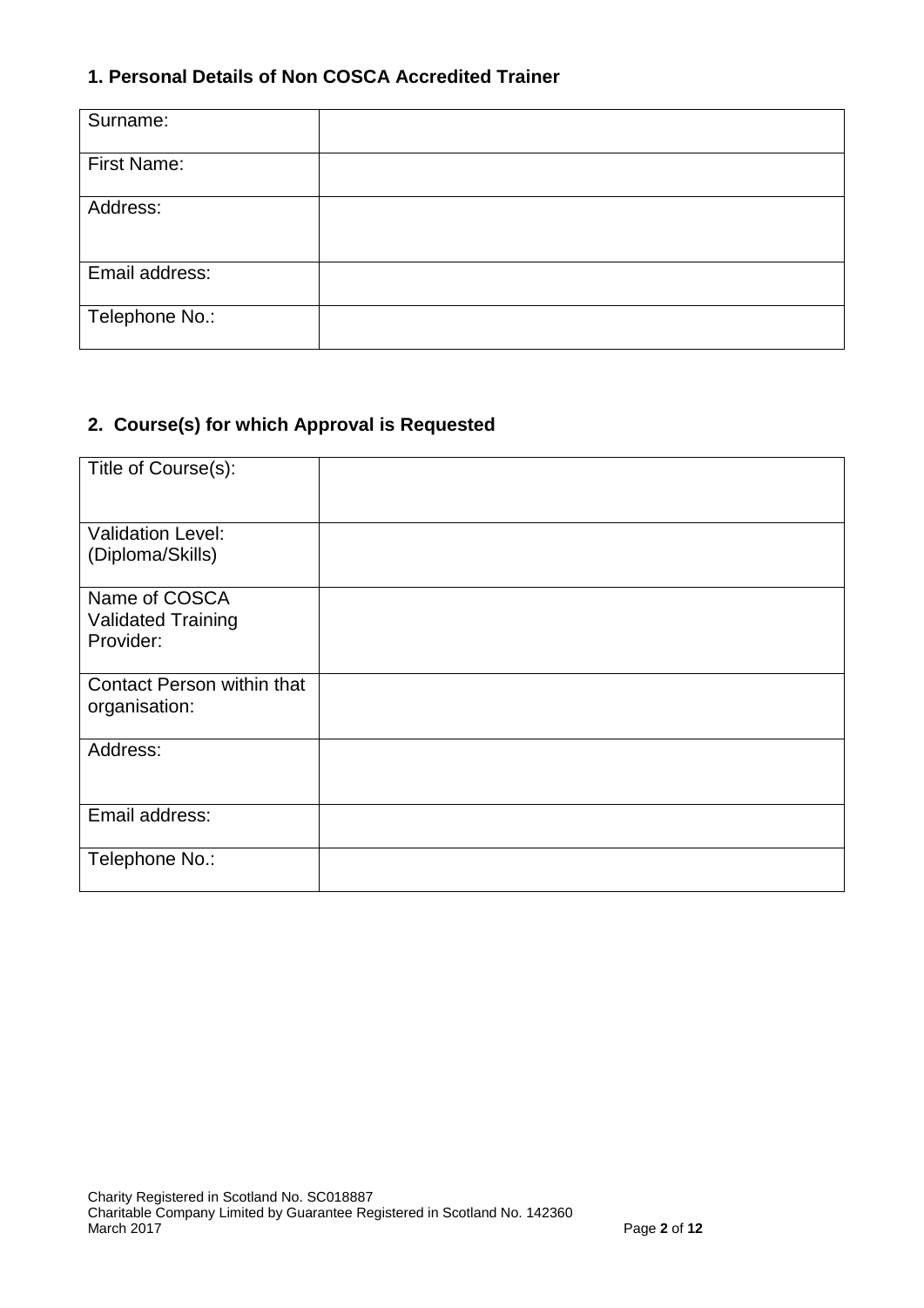## 1. Personal Details of Non COSCA Accredited Trainer

| | |
|---|---|
| Surname: | |
| First Name: | |
| Address: | |
| Email address: | |
| Telephone No.: | |

## 2. Course(s) for which Approval is Requested

| | |
|---|---|
| Title of Course(s): | |
| Validation Level: (Diploma/Skills) | |
| Name of COSCA Validated Training Provider: | |
| Contact Person within that organisation: | |
| Address: | |
| Email address: | |
| Telephone No.: | |

Charity Registered in Scotland No. SC018887
Charitable Company Limited by Guarantee Registered in Scotland No. 142360
March 2017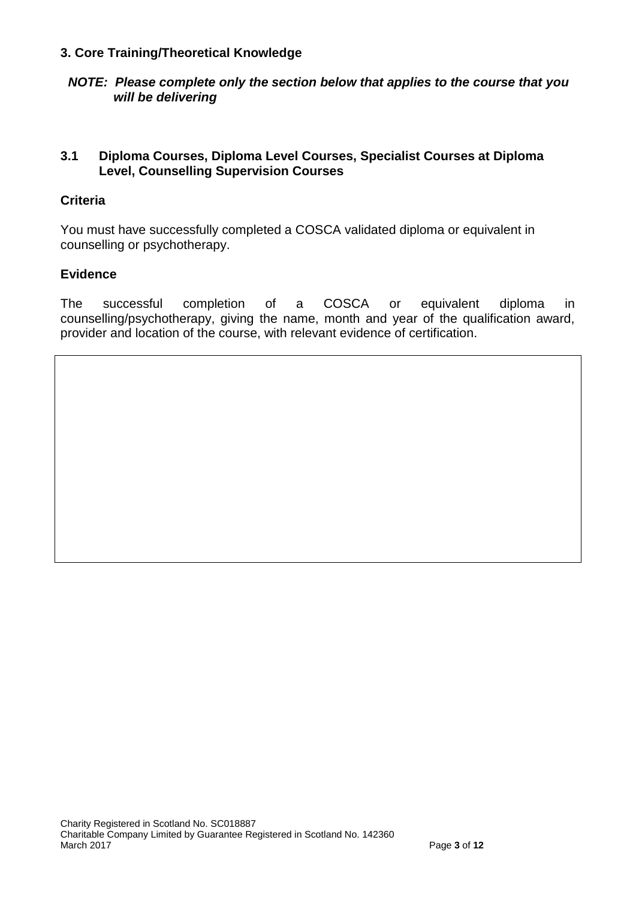## 3. Core Training/Theoretical Knowledge

***NOTE: Please complete only the section below that applies to the course that you will be delivering***

### 3.1 Diploma Courses, Diploma Level Courses, Specialist Courses at Diploma Level, Counselling Supervision Courses

#### Criteria

You must have successfully completed a COSCA validated diploma or equivalent in counselling or psychotherapy.

#### Evidence

The successful completion of a COSCA or equivalent diploma in counselling/psychotherapy, giving the name, month and year of the qualification award, provider and location of the course, with relevant evidence of certification.

| |
|---|
| |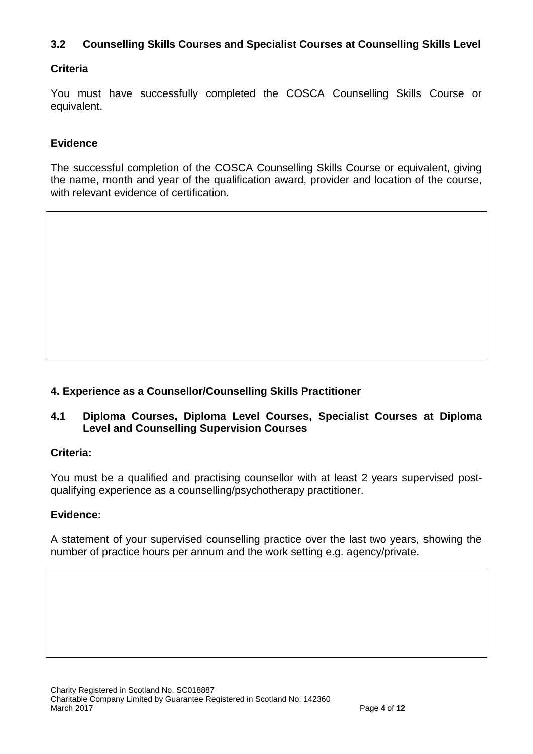### 3.2 Counselling Skills Courses and Specialist Courses at Counselling Skills Level

**Criteria**

You must have successfully completed the COSCA Counselling Skills Course or equivalent.

**Evidence**

The successful completion of the COSCA Counselling Skills Course or equivalent, giving the name, month and year of the qualification award, provider and location of the course, with relevant evidence of certification.

## 4. Experience as a Counsellor/Counselling Skills Practitioner

### 4.1 Diploma Courses, Diploma Level Courses, Specialist Courses at Diploma Level and Counselling Supervision Courses

**Criteria:**

You must be a qualified and practising counsellor with at least 2 years supervised post-qualifying experience as a counselling/psychotherapy practitioner.

**Evidence:**

A statement of your supervised counselling practice over the last two years, showing the number of practice hours per annum and the work setting e.g. agency/private.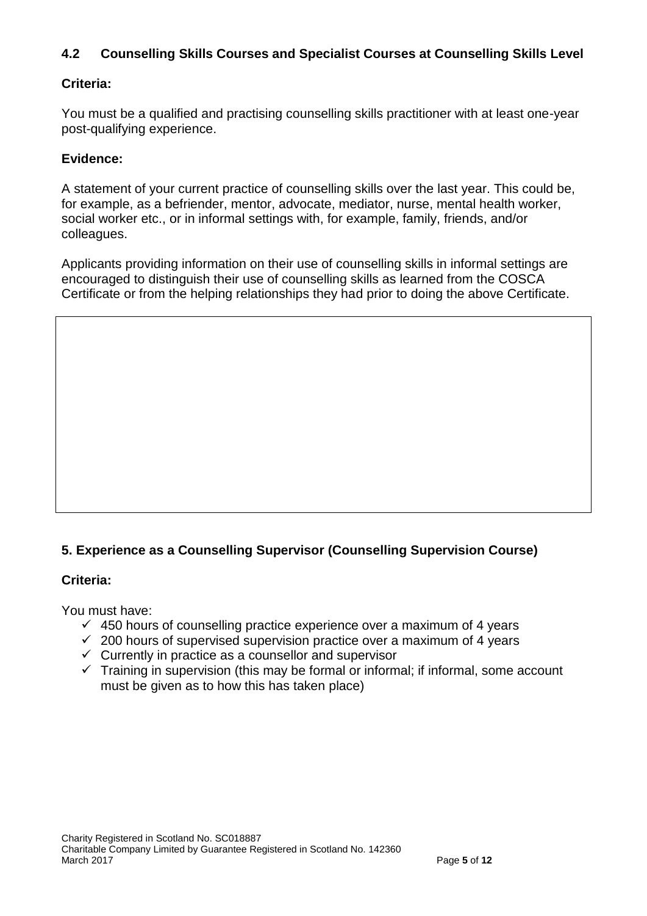## 4.2 Counselling Skills Courses and Specialist Courses at Counselling Skills Level

**Criteria:**

You must be a qualified and practising counselling skills practitioner with at least one-year post-qualifying experience.

**Evidence:**

A statement of your current practice of counselling skills over the last year. This could be, for example, as a befriender, mentor, advocate, mediator, nurse, mental health worker, social worker etc., or in informal settings with, for example, family, friends, and/or colleagues.

Applicants providing information on their use of counselling skills in informal settings are encouraged to distinguish their use of counselling skills as learned from the COSCA Certificate or from the helping relationships they had prior to doing the above Certificate.

|  |
| --- |
|  |

## 5. Experience as a Counselling Supervisor (Counselling Supervision Course)

**Criteria:**

You must have:

- ✓ 450 hours of counselling practice experience over a maximum of 4 years
- ✓ 200 hours of supervised supervision practice over a maximum of 4 years
- ✓ Currently in practice as a counsellor and supervisor
- ✓ Training in supervision (this may be formal or informal; if informal, some account must be given as to how this has taken place)

Charity Registered in Scotland No. SC018887
Charitable Company Limited by Guarantee Registered in Scotland No. 142360
March 2017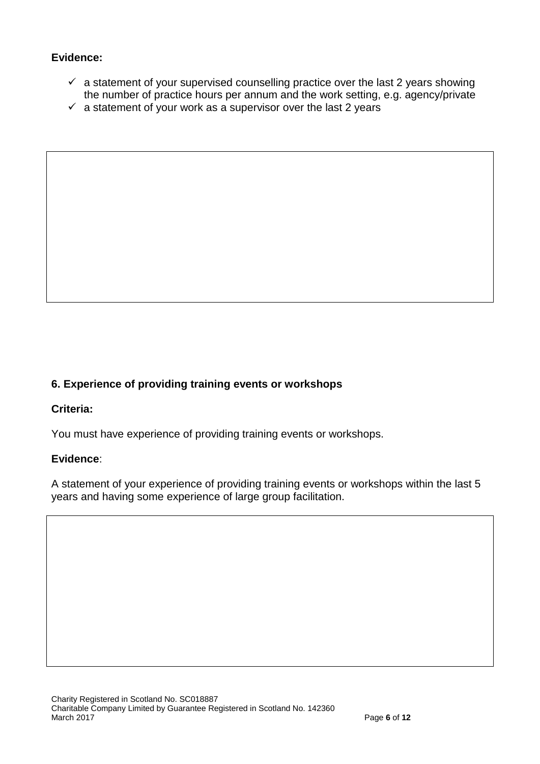**Evidence:**

- ✓ a statement of your supervised counselling practice over the last 2 years showing the number of practice hours per annum and the work setting, e.g. agency/private
- ✓ a statement of your work as a supervisor over the last 2 years

## 6. Experience of providing training events or workshops

**Criteria:**

You must have experience of providing training events or workshops.

**Evidence**:

A statement of your experience of providing training events or workshops within the last 5 years and having some experience of large group facilitation.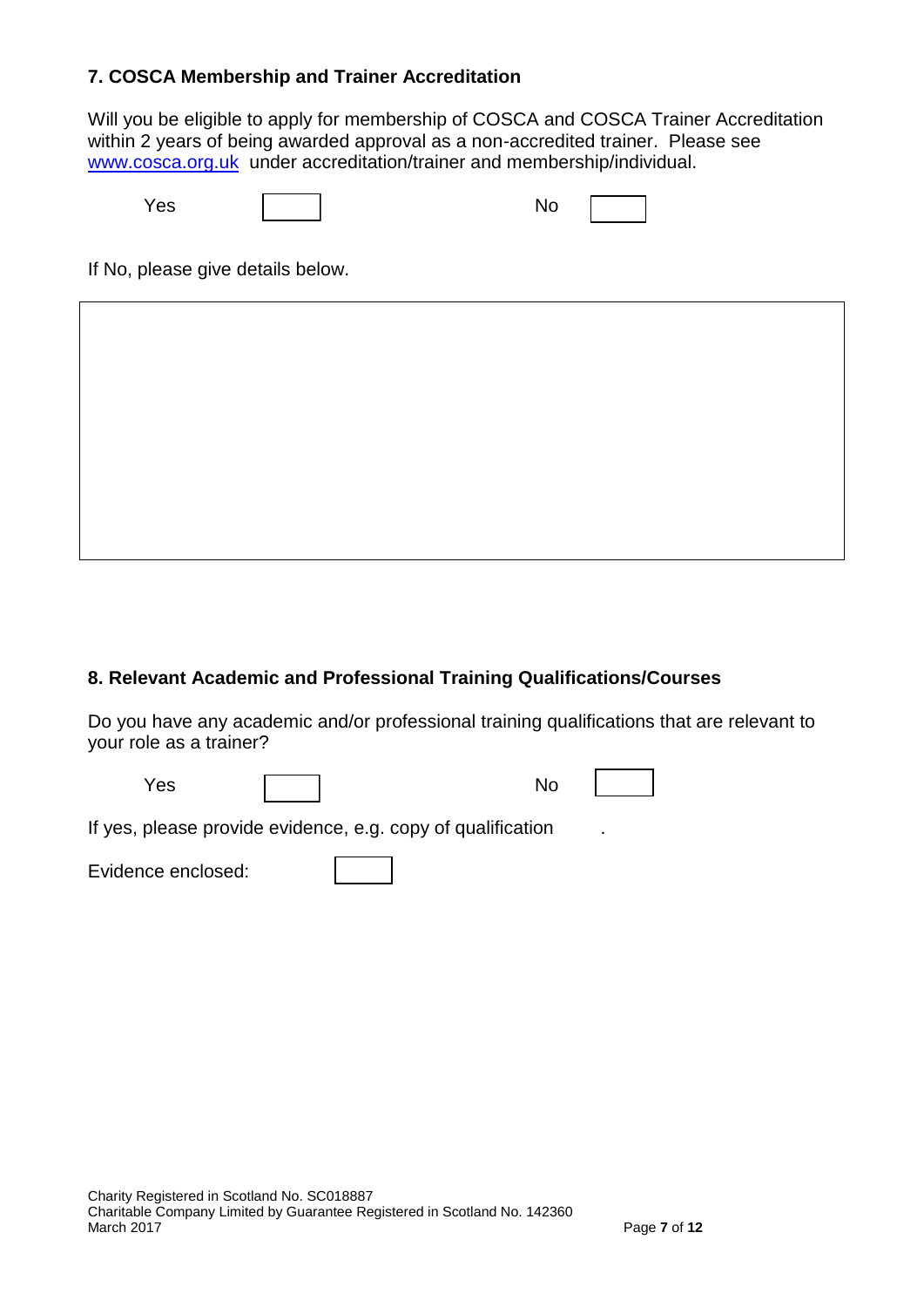## 7. COSCA Membership and Trainer Accreditation

Will you be eligible to apply for membership of COSCA and COSCA Trainer Accreditation within 2 years of being awarded approval as a non-accredited trainer. Please see www.cosca.org.uk under accreditation/trainer and membership/individual.

Yes ☐ No ☐

If No, please give details below.

| |
|---|
| |

## 8. Relevant Academic and Professional Training Qualifications/Courses

Do you have any academic and/or professional training qualifications that are relevant to your role as a trainer?

Yes ☐ No ☐

If yes, please provide evidence, e.g. copy of qualification .

Evidence enclosed: ☐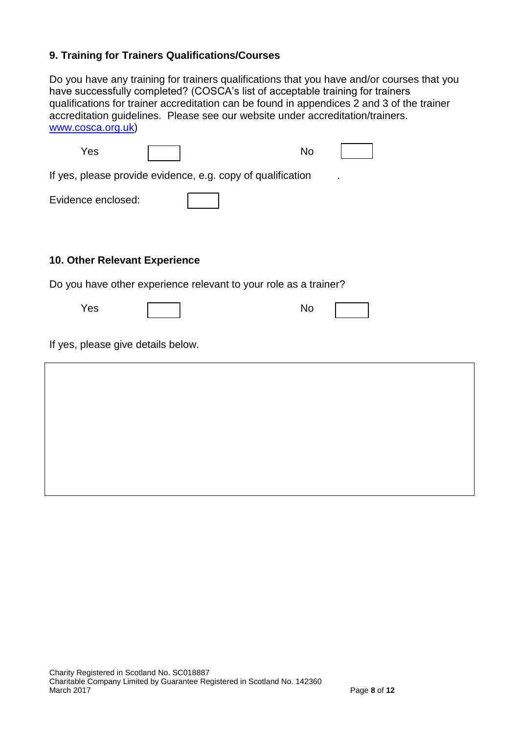## 9. Training for Trainers Qualifications/Courses

Do you have any training for trainers qualifications that you have and/or courses that you have successfully completed? (COSCA's list of acceptable training for trainers qualifications for trainer accreditation can be found in appendices 2 and 3 of the trainer accreditation guidelines. Please see our website under accreditation/trainers. www.cosca.org.uk)

Yes ☐ No ☐

If yes, please provide evidence, e.g. copy of qualification .

Evidence enclosed: ☐

## 10. Other Relevant Experience

Do you have other experience relevant to your role as a trainer?

Yes ☐ No ☐

If yes, please give details below.

| |
|---|
| |

Charity Registered in Scotland No. SC018887
Charitable Company Limited by Guarantee Registered in Scotland No. 142360
March 2017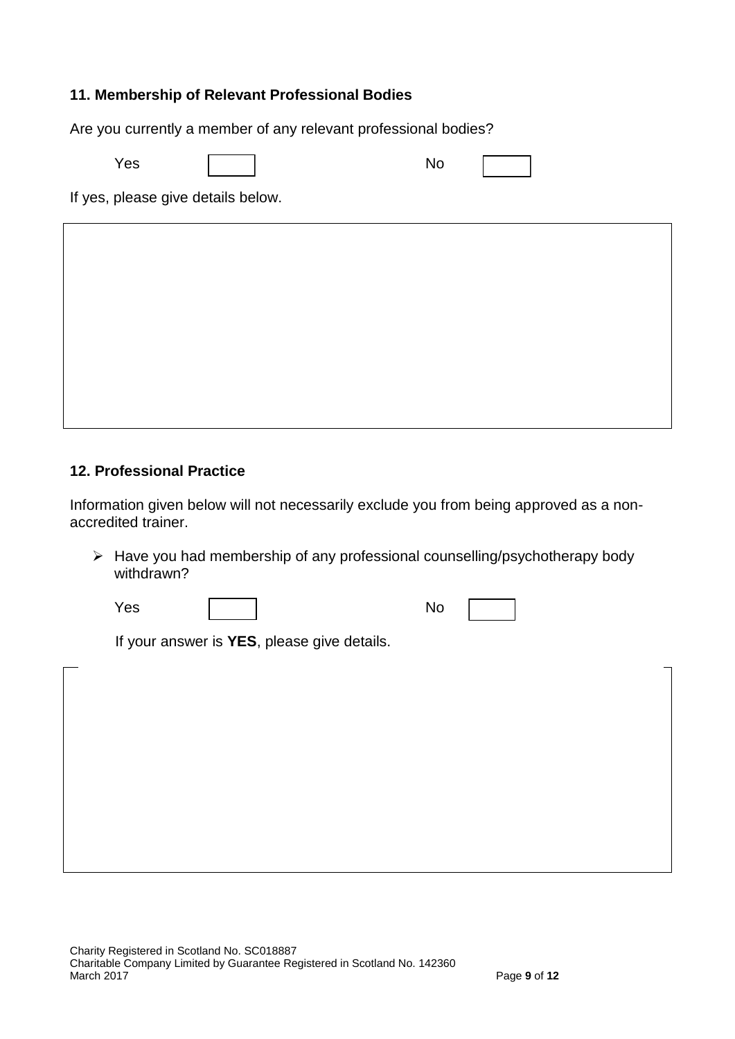### 11. Membership of Relevant Professional Bodies

Are you currently a member of any relevant professional bodies?

Yes ☐ No ☐

If yes, please give details below.

### 12. Professional Practice

Information given below will not necessarily exclude you from being approved as a non-accredited trainer.

- Have you had membership of any professional counselling/psychotherapy body withdrawn?

  Yes ☐ No ☐

  If your answer is **YES**, please give details.

Charity Registered in Scotland No. SC018887
Charitable Company Limited by Guarantee Registered in Scotland No. 142360
March 2017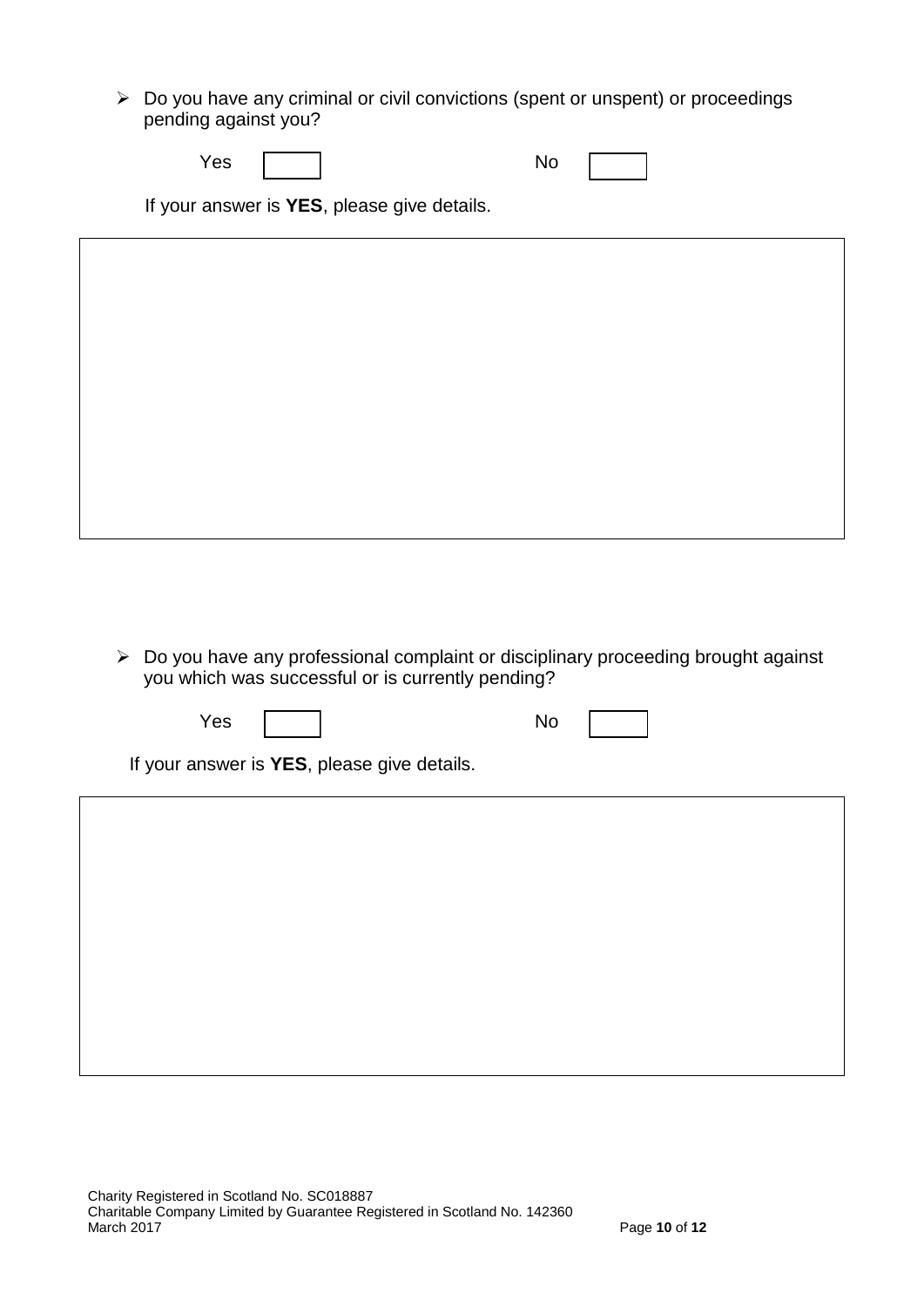- Do you have any criminal or civil convictions (spent or unspent) or proceedings pending against you?

Yes ☐ No ☐

If your answer is **YES**, please give details.

- Do you have any professional complaint or disciplinary proceeding brought against you which was successful or is currently pending?

Yes ☐ No ☐

If your answer is **YES**, please give details.

Charity Registered in Scotland No. SC018887
Charitable Company Limited by Guarantee Registered in Scotland No. 142360
March 2017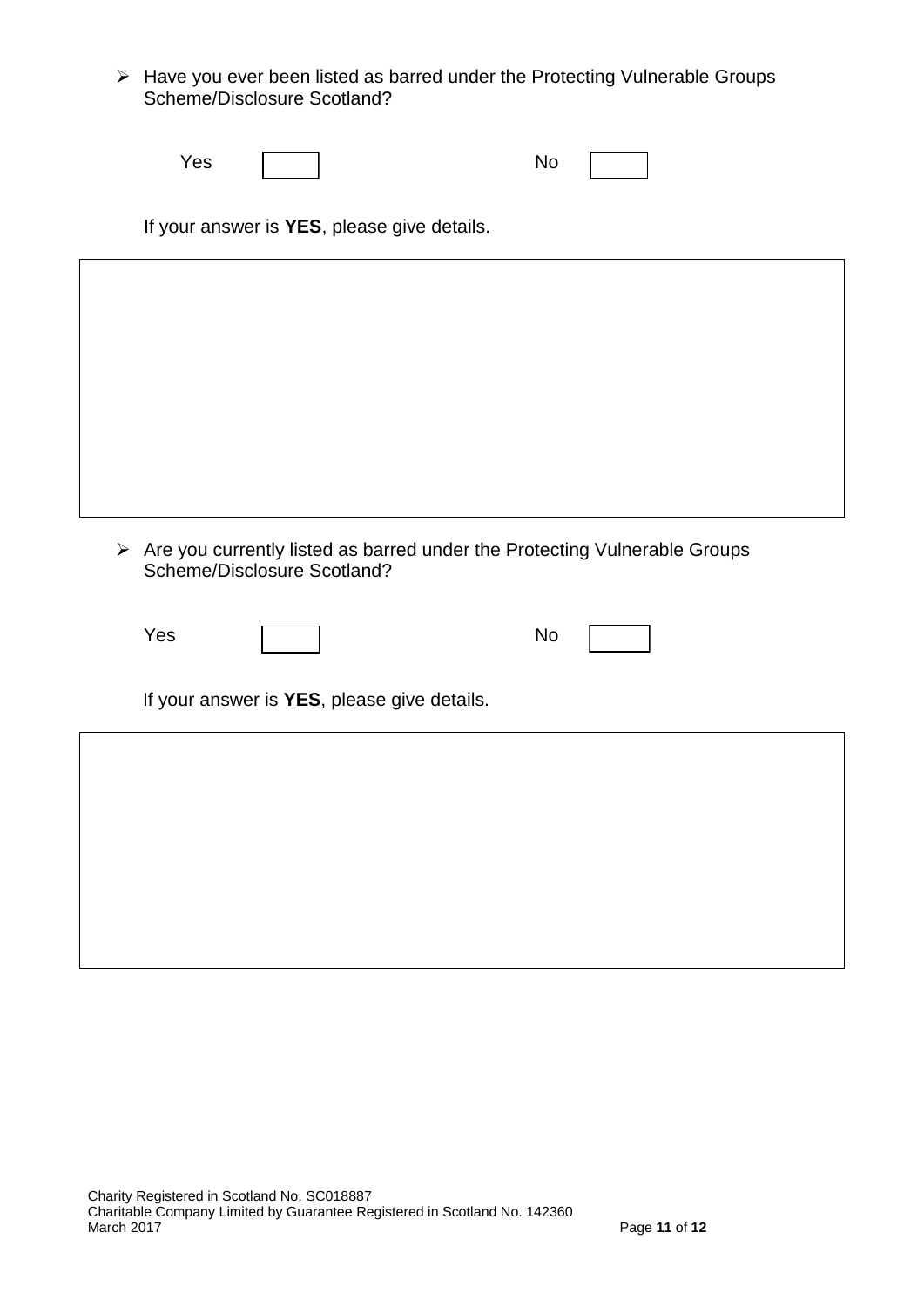- Have you ever been listed as barred under the Protecting Vulnerable Groups Scheme/Disclosure Scotland?

Yes ☐ No ☐

If your answer is **YES**, please give details.

|   |
|---|
|   |

- Are you currently listed as barred under the Protecting Vulnerable Groups Scheme/Disclosure Scotland?

Yes ☐ No ☐

If your answer is **YES**, please give details.

|   |
|---|
|   |

Charity Registered in Scotland No. SC018887
Charitable Company Limited by Guarantee Registered in Scotland No. 142360
March 2017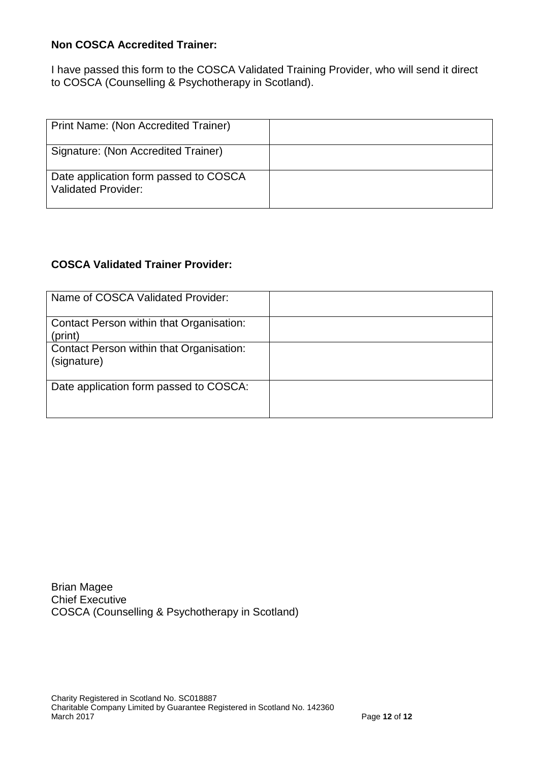**Non COSCA Accredited Trainer:**

I have passed this form to the COSCA Validated Training Provider, who will send it direct to COSCA (Counselling & Psychotherapy in Scotland).

| | |
|---|---|
| Print Name: (Non Accredited Trainer) | |
| Signature: (Non Accredited Trainer) | |
| Date application form passed to COSCA Validated Provider: | |

**COSCA Validated Trainer Provider:**

| | |
|---|---|
| Name of COSCA Validated Provider: | |
| Contact Person within that Organisation: (print) | |
| Contact Person within that Organisation: (signature) | |
| Date application form passed to COSCA: | |

Brian Magee
Chief Executive
COSCA (Counselling & Psychotherapy in Scotland)

Charity Registered in Scotland No. SC018887
Charitable Company Limited by Guarantee Registered in Scotland No. 142360
March 2017